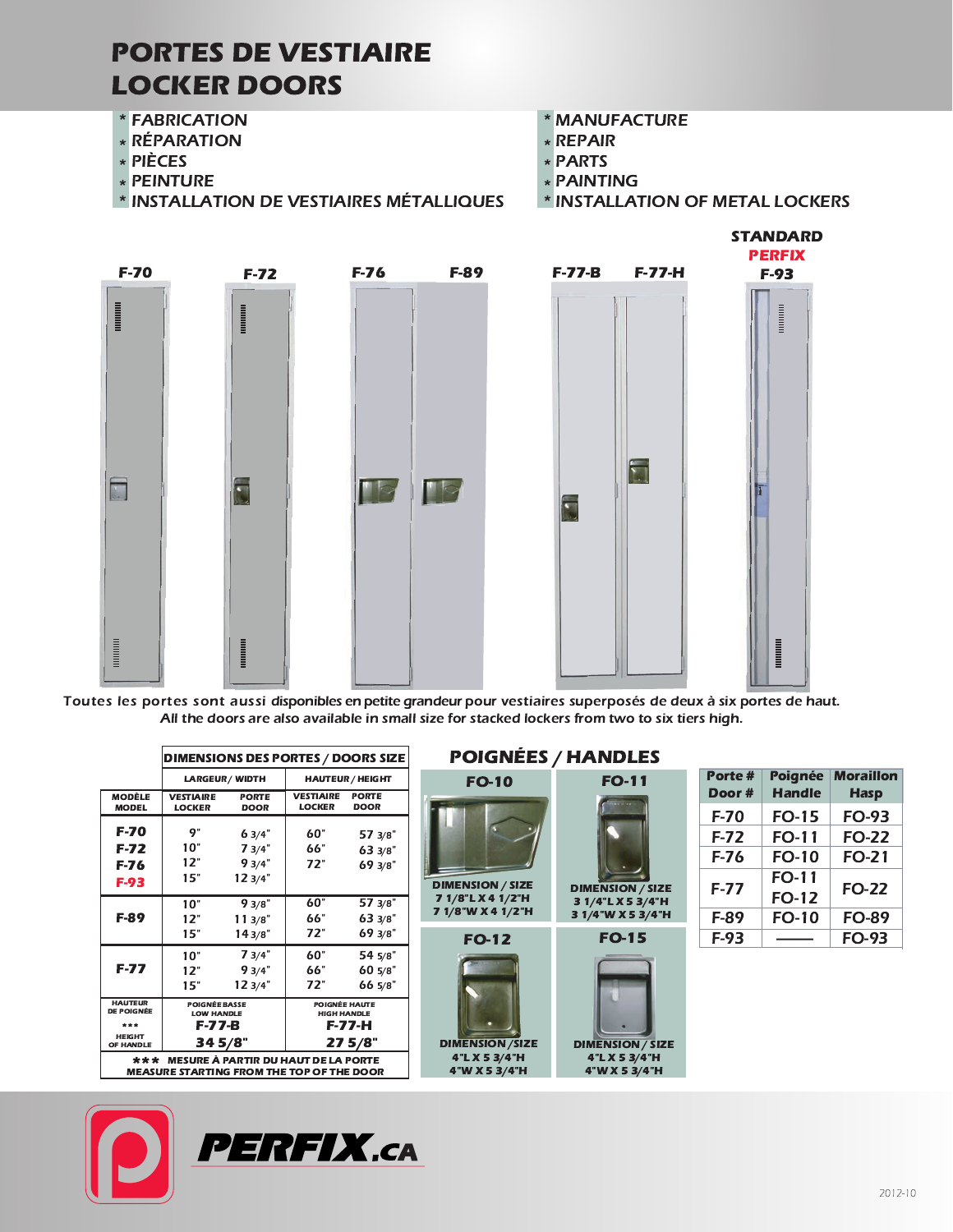# PORTES DE VESTIAIRE
# LOCKER DOORS

- * FABRICATION
- * RÉPARATION
- * PIÈCES
- * PEINTURE
- * INSTALLATION DE VESTIAIRES MÉTALLIQUES

- * MANUFACTURE
- * REPAIR
- * PARTS
- * PAINTING
- * INSTALLATION OF METAL LOCKERS

F-70 F-72 F-76 F-89 F-77-B F-77-H

STANDARD
PERFIX
F-93

Toutes les portes sont aussi disponibles en petite grandeur pour vestiaires superposés de deux à six portes de haut.
*All the doors are also available in small size for stacked lockers from two to six tiers high.*

| | DIMENSIONS DES PORTES / DOORS SIZE | | | |
|---|---|---|---|---|
| | LARGEUR / WIDTH | | HAUTEUR / HEIGHT | |
| MODÈLE MODEL | VESTIAIRE LOCKER | PORTE DOOR | VESTIAIRE LOCKER | PORTE DOOR |
| F-70<br>F-72<br>F-76<br>F-93 | 9"<br>10"<br>12"<br>15" | 6 3/4"<br>7 3/4"<br>9 3/4"<br>12 3/4" | 60"<br>66"<br>72" | 57 3/8"<br>63 3/8"<br>69 3/8" |
| F-89 | 10"<br>12"<br>15" | 9 3/8"<br>11 3/8"<br>14 3/8" | 60"<br>66"<br>72" | 57 3/8"<br>63 3/8"<br>69 3/8" |
| F-77 | 10"<br>12"<br>15" | 7 3/4"<br>9 3/4"<br>12 3/4" | 60"<br>66"<br>72" | 54 5/8"<br>60 5/8"<br>66 5/8" |
| HAUTEUR DE POIGNÉE *** HEIGHT OF HANDLE | POIGNÉE BASSE LOW HANDLE F-77-B 34 5/8" | | POIGNÉE HAUTE HIGH HANDLE F-77-H 27 5/8" | |

*** MESURE À PARTIR DU HAUT DE LA PORTE
MEASURE STARTING FROM THE TOP OF THE DOOR

## POIGNÉES / HANDLES

**FO-10**
DIMENSION / SIZE
7 1/8"L X 4 1/2"H
7 1/8"W X 4 1/2"H

**FO-11**
DIMENSION / SIZE
3 1/4"L X 5 3/4"H
3 1/4"W X 5 3/4"H

**FO-12**
DIMENSION / SIZE
4"L X 5 3/4"H
4"W X 5 3/4"H

**FO-15**
DIMENSION / SIZE
4"L X 5 3/4"H
4"W X 5 3/4"H

| Porte # Door # | Poignée Handle | Moraillon Hasp |
|---|---|---|
| F-70 | FO-15 | FO-93 |
| F-72 | FO-11 | FO-22 |
| F-76 | FO-10 | FO-21 |
| F-77 | FO-11<br>FO-12 | FO-22 |
| F-89 | FO-10 | FO-89 |
| F-93 | ——— | FO-93 |

PERFIX.CA

2012-10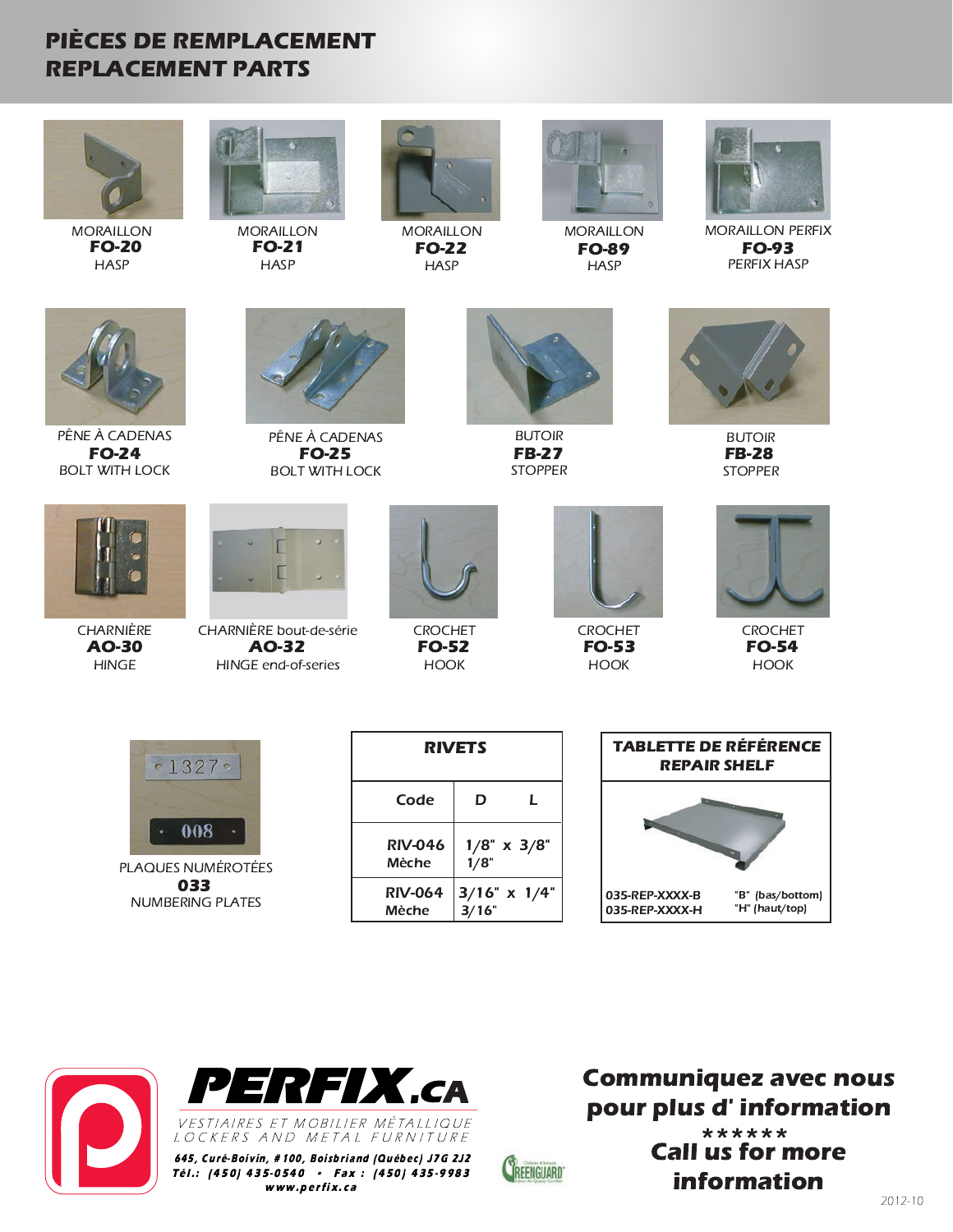# PIÈCES DE REMPLACEMENT
# REPLACEMENT PARTS

MORAILLON
**FO-20**
HASP

MORAILLON
**FO-21**
HASP

MORAILLON
**FO-22**
HASP

MORAILLON
**FO-89**
HASP

MORAILLON PERFIX
**FO-93**
PERFIX HASP

PÊNE À CADENAS
**FO-24**
BOLT WITH LOCK

PÊNE À CADENAS
**FO-25**
BOLT WITH LOCK

BUTOIR
**FB-27**
STOPPER

BUTOIR
**FB-28**
STOPPER

CHARNIÈRE
**AO-30**
HINGE

CHARNIÈRE bout-de-série
**AO-32**
HINGE end-of-series

CROCHET
**FO-52**
HOOK

CROCHET
**FO-53**
HOOK

CROCHET
**FO-54**
HOOK

1327
008

PLAQUES NUMÉROTÉES
**033**
NUMBERING PLATES

**RIVETS**

| Code | D | L |
|---|---|---|
| RIV-046 | 1/8" | x 3/8" |
| Mèche | 1/8" | |
| RIV-064 | 3/16" | x 1/4" |
| Mèche | 3/16" | |

**TABLETTE DE RÉFÉRENCE**
**REPAIR SHELF**

| | |
|---|---|
| 035-REP-XXXX-B | "B" (bas/bottom) |
| 035-REP-XXXX-H | "H" (haut/top) |

**PERFIX.CA**

VESTIAIRES ET MOBILIER MÉTALLIQUE
LOCKERS AND METAL FURNITURE

*645, Curé-Boivin, #100, Boisbriand (Québec) J7G 2J2*
*Tél.: (450) 435-0540 • Fax : (450) 435-9983*
*www.perfix.ca*

GREENGUARD

**Communiquez avec nous pour plus d' information**

******

**Call us for more information**

2012-10